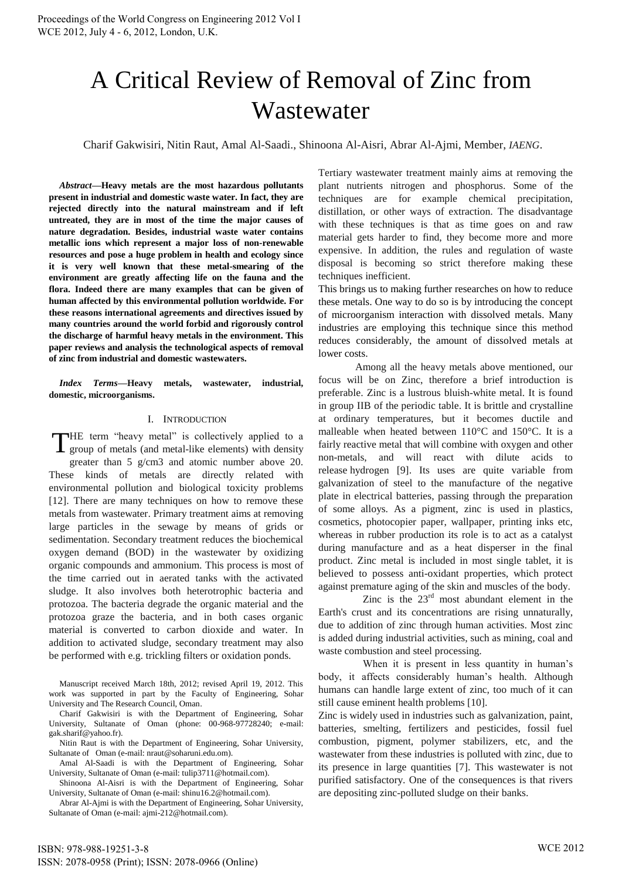# A Critical Review of Removal of Zinc from Wastewater

Charif Gakwisiri, Nitin Raut, Amal Al-Saadi., Shinoona Al-Aisri, Abrar Al-Ajmi, Member, *IAENG*.

***Abstract*—Heavy metals are the most hazardous pollutants present in industrial and domestic waste water. In fact, they are rejected directly into the natural mainstream and if left untreated, they are in most of the time the major causes of nature degradation. Besides, industrial waste water contains metallic ions which represent a major loss of non-renewable resources and pose a huge problem in health and ecology since it is very well known that these metal-smearing of the environment are greatly affecting life on the fauna and the flora. Indeed there are many examples that can be given of human affected by this environmental pollution worldwide. For these reasons international agreements and directives issued by many countries around the world forbid and rigorously control the discharge of harmful heavy metals in the environment. This paper reviews and analysis the technological aspects of removal of zinc from industrial and domestic wastewaters.**

***Index Terms*—Heavy metals, wastewater, industrial, domestic, microorganisms.**

## I. Introduction

THE term "heavy metal" is collectively applied to a group of metals (and metal-like elements) with density greater than 5 g/cm3 and atomic number above 20. These kinds of metals are directly related with environmental pollution and biological toxicity problems [12]. There are many techniques on how to remove these metals from wastewater. Primary treatment aims at removing large particles in the sewage by means of grids or sedimentation. Secondary treatment reduces the biochemical oxygen demand (BOD) in the wastewater by oxidizing organic compounds and ammonium. This process is most of the time carried out in aerated tanks with the activated sludge. It also involves both heterotrophic bacteria and protozoa. The bacteria degrade the organic material and the protozoa graze the bacteria, and in both cases organic material is converted to carbon dioxide and water. In addition to activated sludge, secondary treatment may also be performed with e.g. trickling filters or oxidation ponds.

Manuscript received March 18th, 2012; revised April 19, 2012. This work was supported in part by the Faculty of Engineering, Sohar University and The Research Council, Oman.

Charif Gakwisiri is with the Department of Engineering, Sohar University, Sultanate of Oman (phone: 00-968-97728240; e-mail: gak.sharif@yahoo.fr).

Nitin Raut is with the Department of Engineering, Sohar University, Sultanate of Oman (e-mail: nraut@soharuni.edu.om).

Amal Al-Saadi is with the Department of Engineering, Sohar University, Sultanate of Oman (e-mail: tulip3711@hotmail.com).

Shinoona Al-Aisri is with the Department of Engineering, Sohar University, Sultanate of Oman (e-mail: shinu16.2@hotmail.com).

Abrar Al-Ajmi is with the Department of Engineering, Sohar University, Sultanate of Oman (e-mail: ajmi-212@hotmail.com).

Tertiary wastewater treatment mainly aims at removing the plant nutrients nitrogen and phosphorus. Some of the techniques are for example chemical precipitation, distillation, or other ways of extraction. The disadvantage with these techniques is that as time goes on and raw material gets harder to find, they become more and more expensive. In addition, the rules and regulation of waste disposal is becoming so strict therefore making these techniques inefficient.

This brings us to making further researches on how to reduce these metals. One way to do so is by introducing the concept of microorganism interaction with dissolved metals. Many industries are employing this technique since this method reduces considerably, the amount of dissolved metals at lower costs.

Among all the heavy metals above mentioned, our focus will be on Zinc, therefore a brief introduction is preferable. Zinc is a lustrous bluish-white metal. It is found in group IIB of the periodic table. It is brittle and crystalline at ordinary temperatures, but it becomes ductile and malleable when heated between 110°C and 150°C. It is a fairly reactive metal that will combine with oxygen and other non-metals, and will react with dilute acids to release hydrogen [9]. Its uses are quite variable from galvanization of steel to the manufacture of the negative plate in electrical batteries, passing through the preparation of some alloys. As a pigment, zinc is used in plastics, cosmetics, photocopier paper, wallpaper, printing inks etc, whereas in rubber production its role is to act as a catalyst during manufacture and as a heat disperser in the final product. Zinc metal is included in most single tablet, it is believed to possess anti-oxidant properties, which protect against premature aging of the skin and muscles of the body.

Zinc is the 23rd most abundant element in the Earth's crust and its concentrations are rising unnaturally, due to addition of zinc through human activities. Most zinc is added during industrial activities, such as mining, coal and waste combustion and steel processing.

When it is present in less quantity in human's body, it affects considerably human's health. Although humans can handle large extent of zinc, too much of it can still cause eminent health problems [10].

Zinc is widely used in industries such as galvanization, paint, batteries, smelting, fertilizers and pesticides, fossil fuel combustion, pigment, polymer stabilizers, etc, and the wastewater from these industries is polluted with zinc, due to its presence in large quantities [7]. This wastewater is not purified satisfactory. One of the consequences is that rivers are depositing zinc-polluted sludge on their banks.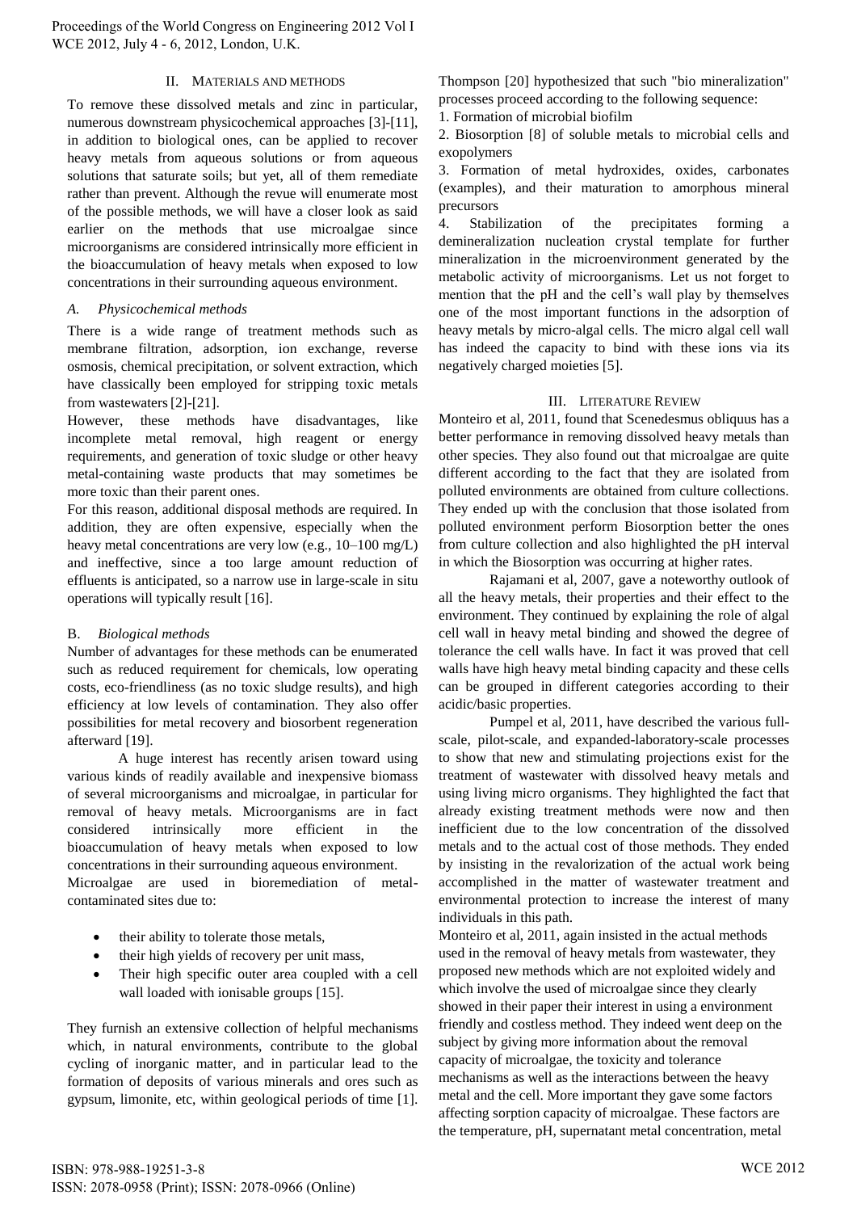## II. Materials and methods

To remove these dissolved metals and zinc in particular, numerous downstream physicochemical approaches [3]-[11], in addition to biological ones, can be applied to recover heavy metals from aqueous solutions or from aqueous solutions that saturate soils; but yet, all of them remediate rather than prevent. Although the revue will enumerate most of the possible methods, we will have a closer look as said earlier on the methods that use microalgae since microorganisms are considered intrinsically more efficient in the bioaccumulation of heavy metals when exposed to low concentrations in their surrounding aqueous environment.

### *A. Physicochemical methods*

There is a wide range of treatment methods such as membrane filtration, adsorption, ion exchange, reverse osmosis, chemical precipitation, or solvent extraction, which have classically been employed for stripping toxic metals from wastewaters [2]-[21].

However, these methods have disadvantages, like incomplete metal removal, high reagent or energy requirements, and generation of toxic sludge or other heavy metal-containing waste products that may sometimes be more toxic than their parent ones.

For this reason, additional disposal methods are required. In addition, they are often expensive, especially when the heavy metal concentrations are very low (e.g., 10–100 mg/L) and ineffective, since a too large amount reduction of effluents is anticipated, so a narrow use in large-scale in situ operations will typically result [16].

### *B. Biological methods*

Number of advantages for these methods can be enumerated such as reduced requirement for chemicals, low operating costs, eco-friendliness (as no toxic sludge results), and high efficiency at low levels of contamination. They also offer possibilities for metal recovery and biosorbent regeneration afterward [19].

A huge interest has recently arisen toward using various kinds of readily available and inexpensive biomass of several microorganisms and microalgae, in particular for removal of heavy metals. Microorganisms are in fact considered intrinsically more efficient in the bioaccumulation of heavy metals when exposed to low concentrations in their surrounding aqueous environment.

Microalgae are used in bioremediation of metal-contaminated sites due to:

- their ability to tolerate those metals,
- their high yields of recovery per unit mass,
- Their high specific outer area coupled with a cell wall loaded with ionisable groups [15].

They furnish an extensive collection of helpful mechanisms which, in natural environments, contribute to the global cycling of inorganic matter, and in particular lead to the formation of deposits of various minerals and ores such as gypsum, limonite, etc, within geological periods of time [1]. Thompson [20] hypothesized that such "bio mineralization" processes proceed according to the following sequence:

1. Formation of microbial biofilm
2. Biosorption [8] of soluble metals to microbial cells and exopolymers
3. Formation of metal hydroxides, oxides, carbonates (examples), and their maturation to amorphous mineral precursors
4. Stabilization of the precipitates forming a demineralization nucleation crystal template for further mineralization in the microenvironment generated by the metabolic activity of microorganisms. Let us not forget to mention that the pH and the cell's wall play by themselves one of the most important functions in the adsorption of heavy metals by micro-algal cells. The micro algal cell wall has indeed the capacity to bind with these ions via its negatively charged moieties [5].

## III. Literature Review

Monteiro et al, 2011, found that Scenedesmus obliquus has a better performance in removing dissolved heavy metals than other species. They also found out that microalgae are quite different according to the fact that they are isolated from polluted environments are obtained from culture collections. They ended up with the conclusion that those isolated from polluted environment perform Biosorption better the ones from culture collection and also highlighted the pH interval in which the Biosorption was occurring at higher rates.

Rajamani et al, 2007, gave a noteworthy outlook of all the heavy metals, their properties and their effect to the environment. They continued by explaining the role of algal cell wall in heavy metal binding and showed the degree of tolerance the cell walls have. In fact it was proved that cell walls have high heavy metal binding capacity and these cells can be grouped in different categories according to their acidic/basic properties.

Pumpel et al, 2011, have described the various full-scale, pilot-scale, and expanded-laboratory-scale processes to show that new and stimulating projections exist for the treatment of wastewater with dissolved heavy metals and using living micro organisms. They highlighted the fact that already existing treatment methods were now and then inefficient due to the low concentration of the dissolved metals and to the actual cost of those methods. They ended by insisting in the revalorization of the actual work being accomplished in the matter of wastewater treatment and environmental protection to increase the interest of many individuals in this path.

Monteiro et al, 2011, again insisted in the actual methods used in the removal of heavy metals from wastewater, they proposed new methods which are not exploited widely and which involve the used of microalgae since they clearly showed in their paper their interest in using a environment friendly and costless method. They indeed went deep on the subject by giving more information about the removal capacity of microalgae, the toxicity and tolerance mechanisms as well as the interactions between the heavy metal and the cell. More important they gave some factors affecting sorption capacity of microalgae. These factors are the temperature, pH, supernatant metal concentration, metal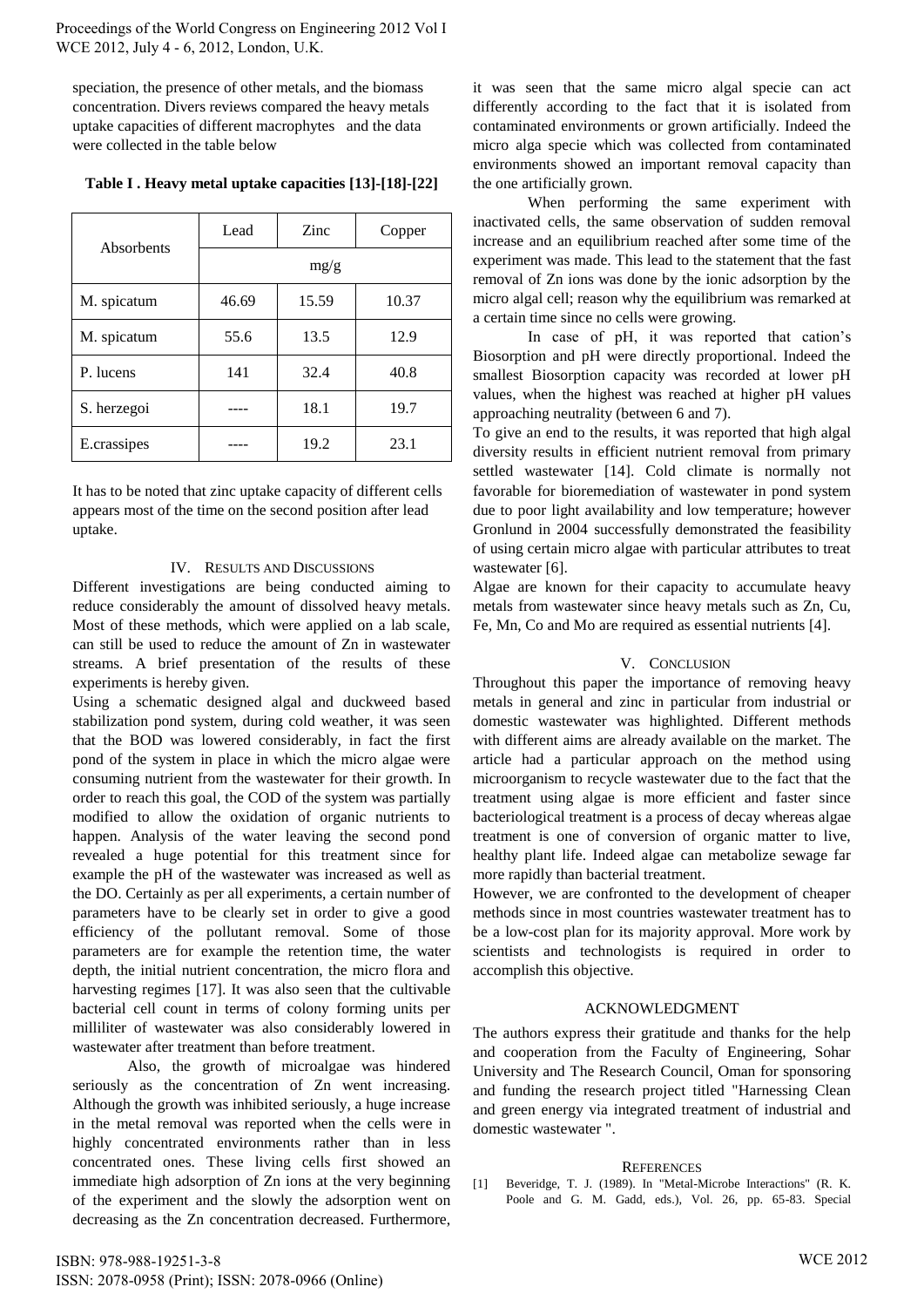speciation, the presence of other metals, and the biomass concentration. Divers reviews compared the heavy metals uptake capacities of different macrophytes and the data were collected in the table below

**Table I . Heavy metal uptake capacities [13]-[18]-[22]**

| Absorbents | Lead | Zinc | Copper |
|---|---|---|---|
| | mg/g | | |
| M. spicatum | 46.69 | 15.59 | 10.37 |
| M. spicatum | 55.6 | 13.5 | 12.9 |
| P. lucens | 141 | 32.4 | 40.8 |
| S. herzegoi | ---- | 18.1 | 19.7 |
| E.crassipes | ---- | 19.2 | 23.1 |

It has to be noted that zinc uptake capacity of different cells appears most of the time on the second position after lead uptake.

## IV. Results and Discussions

Different investigations are being conducted aiming to reduce considerably the amount of dissolved heavy metals. Most of these methods, which were applied on a lab scale, can still be used to reduce the amount of Zn in wastewater streams. A brief presentation of the results of these experiments is hereby given.

Using a schematic designed algal and duckweed based stabilization pond system, during cold weather, it was seen that the BOD was lowered considerably, in fact the first pond of the system in place in which the micro algae were consuming nutrient from the wastewater for their growth. In order to reach this goal, the COD of the system was partially modified to allow the oxidation of organic nutrients to happen. Analysis of the water leaving the second pond revealed a huge potential for this treatment since for example the pH of the wastewater was increased as well as the DO. Certainly as per all experiments, a certain number of parameters have to be clearly set in order to give a good efficiency of the pollutant removal. Some of those parameters are for example the retention time, the water depth, the initial nutrient concentration, the micro flora and harvesting regimes [17]. It was also seen that the cultivable bacterial cell count in terms of colony forming units per milliliter of wastewater was also considerably lowered in wastewater after treatment than before treatment.

Also, the growth of microalgae was hindered seriously as the concentration of Zn went increasing. Although the growth was inhibited seriously, a huge increase in the metal removal was reported when the cells were in highly concentrated environments rather than in less concentrated ones. These living cells first showed an immediate high adsorption of Zn ions at the very beginning of the experiment and the slowly the adsorption went on decreasing as the Zn concentration decreased. Furthermore, it was seen that the same micro algal specie can act differently according to the fact that it is isolated from contaminated environments or grown artificially. Indeed the micro alga specie which was collected from contaminated environments showed an important removal capacity than the one artificially grown.

When performing the same experiment with inactivated cells, the same observation of sudden removal increase and an equilibrium reached after some time of the experiment was made. This lead to the statement that the fast removal of Zn ions was done by the ionic adsorption by the micro algal cell; reason why the equilibrium was remarked at a certain time since no cells were growing.

In case of pH, it was reported that cation's Biosorption and pH were directly proportional. Indeed the smallest Biosorption capacity was recorded at lower pH values, when the highest was reached at higher pH values approaching neutrality (between 6 and 7).

To give an end to the results, it was reported that high algal diversity results in efficient nutrient removal from primary settled wastewater [14]. Cold climate is normally not favorable for bioremediation of wastewater in pond system due to poor light availability and low temperature; however Gronlund in 2004 successfully demonstrated the feasibility of using certain micro algae with particular attributes to treat wastewater [6].

Algae are known for their capacity to accumulate heavy metals from wastewater since heavy metals such as Zn, Cu, Fe, Mn, Co and Mo are required as essential nutrients [4].

## V. Conclusion

Throughout this paper the importance of removing heavy metals in general and zinc in particular from industrial or domestic wastewater was highlighted. Different methods with different aims are already available on the market. The article had a particular approach on the method using microorganism to recycle wastewater due to the fact that the treatment using algae is more efficient and faster since bacteriological treatment is a process of decay whereas algae treatment is one of conversion of organic matter to live, healthy plant life. Indeed algae can metabolize sewage far more rapidly than bacterial treatment.

However, we are confronted to the development of cheaper methods since in most countries wastewater treatment has to be a low-cost plan for its majority approval. More work by scientists and technologists is required in order to accomplish this objective.

## Acknowledgment

The authors express their gratitude and thanks for the help and cooperation from the Faculty of Engineering, Sohar University and The Research Council, Oman for sponsoring and funding the research project titled "Harnessing Clean and green energy via integrated treatment of industrial and domestic wastewater ".

## References

[1] Beveridge, T. J. (1989). In "Metal-Microbe Interactions" (R. K. Poole and G. M. Gadd, eds.), Vol. 26, pp. 65-83. Special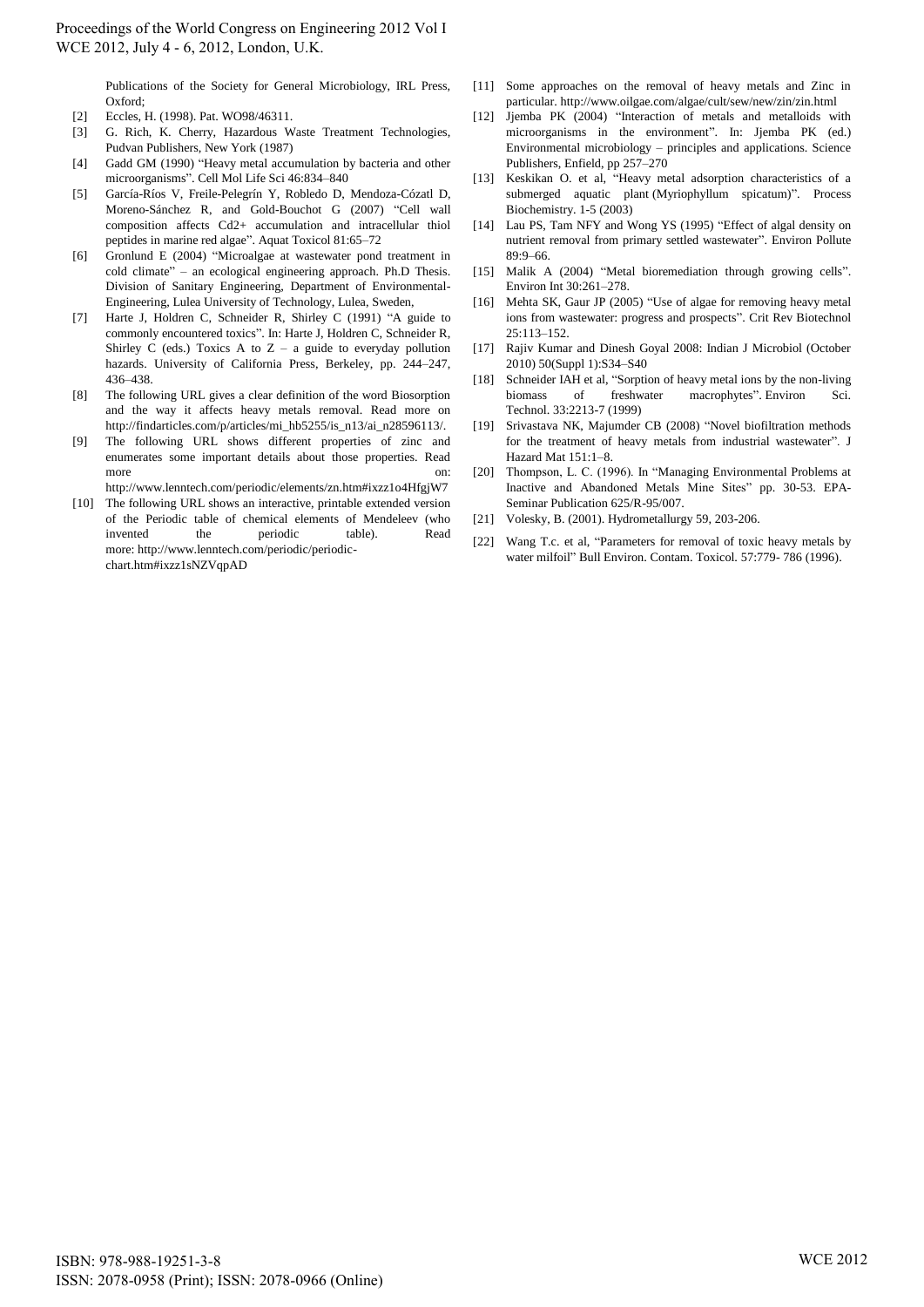Publications of the Society for General Microbiology, IRL Press, Oxford;

[2] Eccles, H. (1998). Pat. WO98/46311.

[3] G. Rich, K. Cherry, Hazardous Waste Treatment Technologies, Pudvan Publishers, New York (1987)

[4] Gadd GM (1990) "Heavy metal accumulation by bacteria and other microorganisms". Cell Mol Life Sci 46:834–840

[5] García-Ríos V, Freile-Pelegrín Y, Robledo D, Mendoza-Cózatl D, Moreno-Sánchez R, and Gold-Bouchot G (2007) "Cell wall composition affects Cd2+ accumulation and intracellular thiol peptides in marine red algae". Aquat Toxicol 81:65–72

[6] Gronlund E (2004) "Microalgae at wastewater pond treatment in cold climate" – an ecological engineering approach. Ph.D Thesis. Division of Sanitary Engineering, Department of Environmental-Engineering, Lulea University of Technology, Lulea, Sweden,

[7] Harte J, Holdren C, Schneider R, Shirley C (1991) "A guide to commonly encountered toxics". In: Harte J, Holdren C, Schneider R, Shirley C (eds.) Toxics A to Z – a guide to everyday pollution hazards. University of California Press, Berkeley, pp. 244–247, 436–438.

[8] The following URL gives a clear definition of the word Biosorption and the way it affects heavy metals removal. Read more on http://findarticles.com/p/articles/mi_hb5255/is_n13/ai_n28596113/.

[9] The following URL shows different properties of zinc and enumerates some important details about those properties. Read more on: http://www.lenntech.com/periodic/elements/zn.htm#ixzz1o4HfgjW7

[10] The following URL shows an interactive, printable extended version of the Periodic table of chemical elements of Mendeleev (who invented the periodic table). Read more: http://www.lenntech.com/periodic/periodic-chart.htm#ixzz1sNZVqpAD

[11] Some approaches on the removal of heavy metals and Zinc in particular. http://www.oilgae.com/algae/cult/sew/new/zin/zin.html

[12] Jjemba PK (2004) "Interaction of metals and metalloids with microorganisms in the environment". In: Jjemba PK (ed.) Environmental microbiology – principles and applications. Science Publishers, Enfield, pp 257–270

[13] Keskikan O. et al, "Heavy metal adsorption characteristics of a submerged aquatic plant (Myriophyllum spicatum)". Process Biochemistry. 1-5 (2003)

[14] Lau PS, Tam NFY and Wong YS (1995) "Effect of algal density on nutrient removal from primary settled wastewater". Environ Pollute 89:9–66.

[15] Malik A (2004) "Metal bioremediation through growing cells". Environ Int 30:261–278.

[16] Mehta SK, Gaur JP (2005) "Use of algae for removing heavy metal ions from wastewater: progress and prospects". Crit Rev Biotechnol 25:113–152.

[17] Rajiv Kumar and Dinesh Goyal 2008: Indian J Microbiol (October 2010) 50(Suppl 1):S34–S40

[18] Schneider IAH et al, "Sorption of heavy metal ions by the non-living biomass of freshwater macrophytes". Environ Sci. Technol. 33:2213-7 (1999)

[19] Srivastava NK, Majumder CB (2008) "Novel biofiltration methods for the treatment of heavy metals from industrial wastewater". J Hazard Mat 151:1–8.

[20] Thompson, L. C. (1996). In "Managing Environmental Problems at Inactive and Abandoned Metals Mine Sites" pp. 30-53. EPA-Seminar Publication 625/R-95/007.

[21] Volesky, B. (2001). Hydrometallurgy 59, 203-206.

[22] Wang T.c. et al, "Parameters for removal of toxic heavy metals by water milfoil" Bull Environ. Contam. Toxicol. 57:779- 786 (1996).